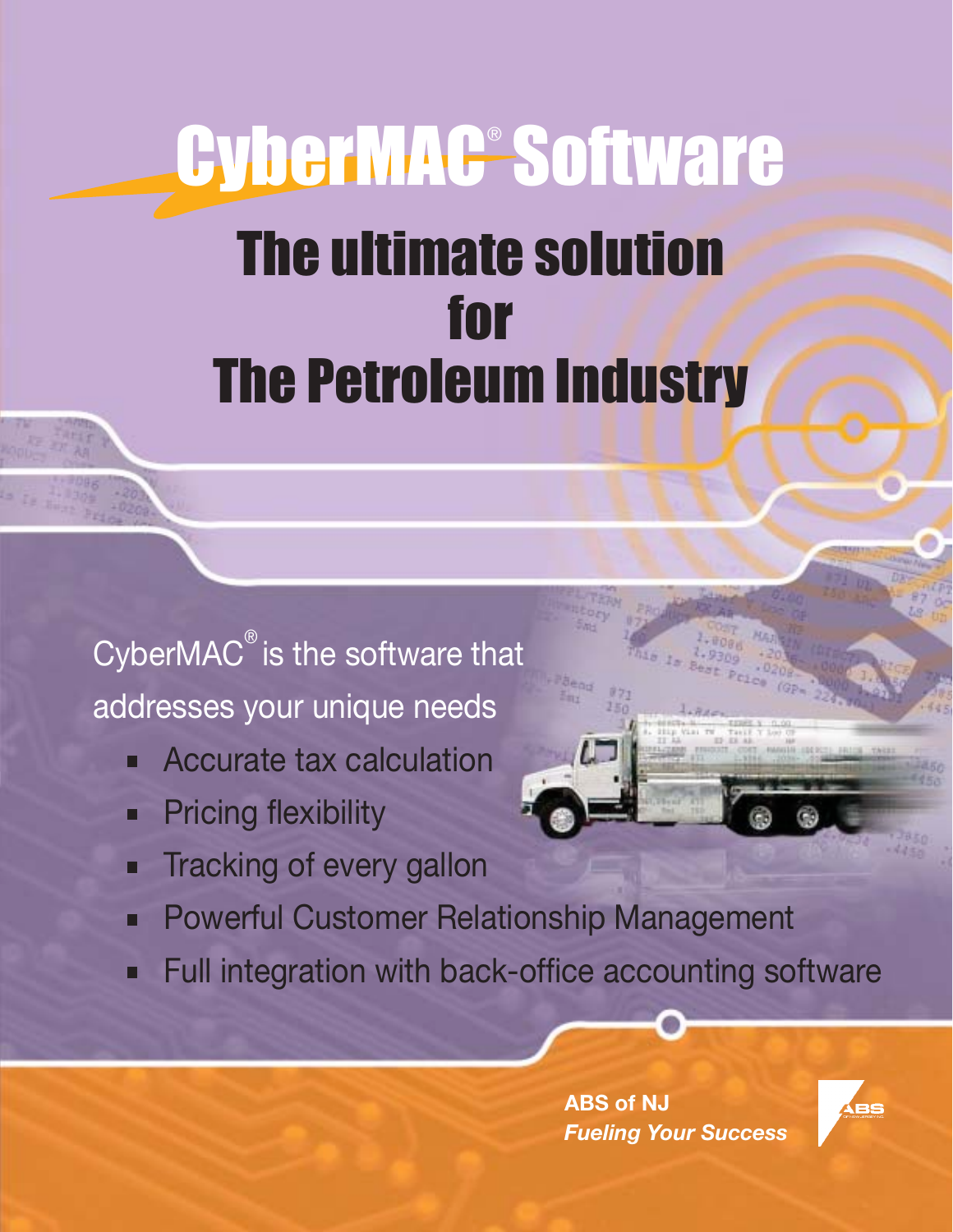# CyberMAC® Software

## The ultimate solution for The Petroleum Industry

CyberMAC® is the software that addresses your unique needs

- Accurate tax calculation
- Pricing flexibility
- Tracking of every gallon
- Powerful Customer Relationship Management
- Full integration with back-office accounting software

**ABS of NJ**
***Fueling Your Success***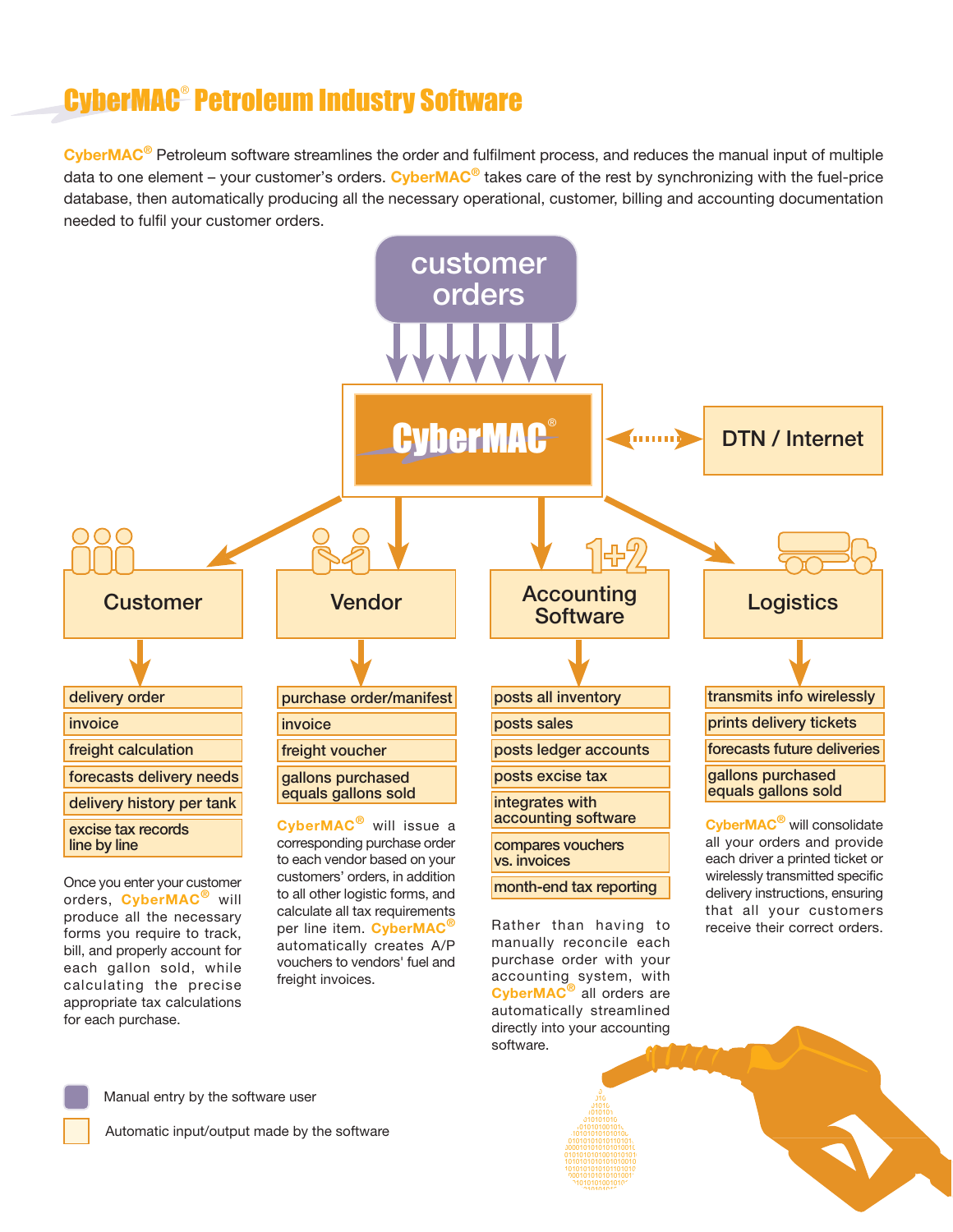# CyberMAC® Petroleum Industry Software

CyberMAC® Petroleum software streamlines the order and fulfilment process, and reduces the manual input of multiple data to one element – your customer's orders. CyberMAC® takes care of the rest by synchronizing with the fuel-price database, then automatically producing all the necessary operational, customer, billing and accounting documentation needed to fulfil your customer orders.

customer orders

CyberMAC®

DTN / Internet

## Customer

- delivery order
- invoice
- freight calculation
- forecasts delivery needs
- delivery history per tank
- excise tax records line by line

Once you enter your customer orders, CyberMAC® will produce all the necessary forms you require to track, bill, and properly account for each gallon sold, while calculating the precise appropriate tax calculations for each purchase.

## Vendor

- purchase order/manifest
- invoice
- freight voucher
- gallons purchased equals gallons sold

CyberMAC® will issue a corresponding purchase order to each vendor based on your customers' orders, in addition to all other logistic forms, and calculate all tax requirements per line item. CyberMAC® automatically creates A/P vouchers to vendors' fuel and freight invoices.

## Accounting Software

- posts all inventory
- posts sales
- posts ledger accounts
- posts excise tax
- integrates with accounting software
- compares vouchers vs. invoices
- month-end tax reporting

Rather than having to manually reconcile each purchase order with your accounting system, with CyberMAC® all orders are automatically streamlined directly into your accounting software.

## Logistics

- transmits info wirelessly
- prints delivery tickets
- forecasts future deliveries
- gallons purchased equals gallons sold

CyberMAC® will consolidate all your orders and provide each driver a printed ticket or wirelessly transmitted specific delivery instructions, ensuring that all your customers receive their correct orders.

Manual entry by the software user

Automatic input/output made by the software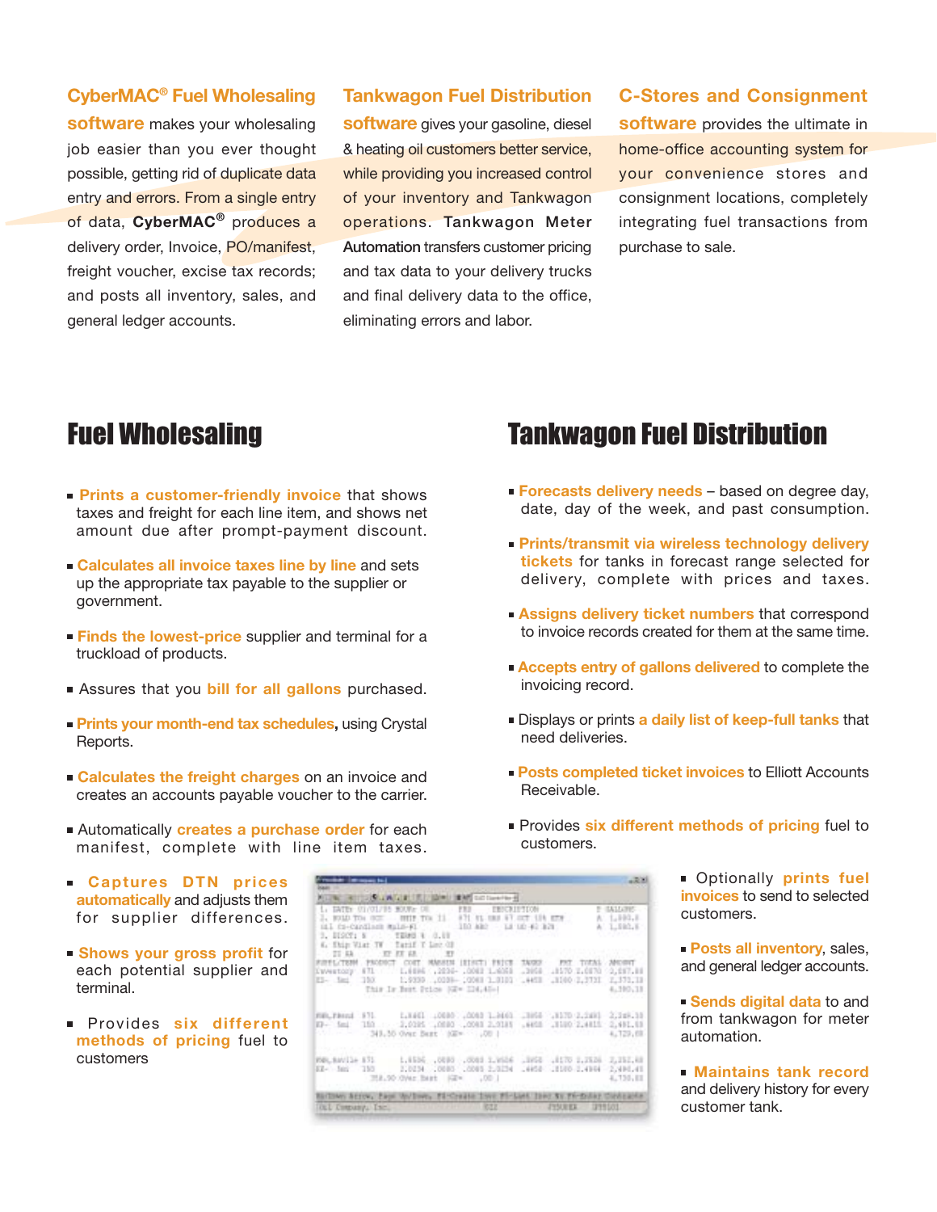**CyberMAC® Fuel Wholesaling software** makes your wholesaling job easier than you ever thought possible, getting rid of duplicate data entry and errors. From a single entry of data, **CyberMAC®** produces a delivery order, Invoice, PO/manifest, freight voucher, excise tax records; and posts all inventory, sales, and general ledger accounts.

**Tankwagon Fuel Distribution software** gives your gasoline, diesel & heating oil customers better service, while providing you increased control of your inventory and Tankwagon operations. **Tankwagon Meter Automation** transfers customer pricing and tax data to your delivery trucks and final delivery data to the office, eliminating errors and labor.

**C-Stores and Consignment software** provides the ultimate in home-office accounting system for your convenience stores and consignment locations, completely integrating fuel transactions from purchase to sale.

# Fuel Wholesaling

- **Prints a customer-friendly invoice** that shows taxes and freight for each line item, and shows net amount due after prompt-payment discount.
- **Calculates all invoice taxes line by line** and sets up the appropriate tax payable to the supplier or government.
- **Finds the lowest-price** supplier and terminal for a truckload of products.
- Assures that you **bill for all gallons** purchased.
- **Prints your month-end tax schedules**, using Crystal Reports.
- **Calculates the freight charges** on an invoice and creates an accounts payable voucher to the carrier.
- Automatically **creates a purchase order** for each manifest, complete with line item taxes.
- **Captures DTN prices automatically** and adjusts them for supplier differences.
- **Shows your gross profit** for each potential supplier and terminal.
- Provides **six different methods of pricing** fuel to customers

# Tankwagon Fuel Distribution

- **Forecasts delivery needs** – based on degree day, date, day of the week, and past consumption.
- **Prints/transmit via wireless technology delivery tickets** for tanks in forecast range selected for delivery, complete with prices and taxes.
- **Assigns delivery ticket numbers** that correspond to invoice records created for them at the same time.
- **Accepts entry of gallons delivered** to complete the invoicing record.
- Displays or prints **a daily list of keep-full tanks** that need deliveries.
- **Posts completed ticket invoices** to Elliott Accounts Receivable.
- Provides **six different methods of pricing** fuel to customers.
- Optionally **prints fuel invoices** to send to selected customers.
- **Posts all inventory**, sales, and general ledger accounts.
- **Sends digital data** to and from tankwagon for meter automation.
- **Maintains tank record** and delivery history for every customer tank.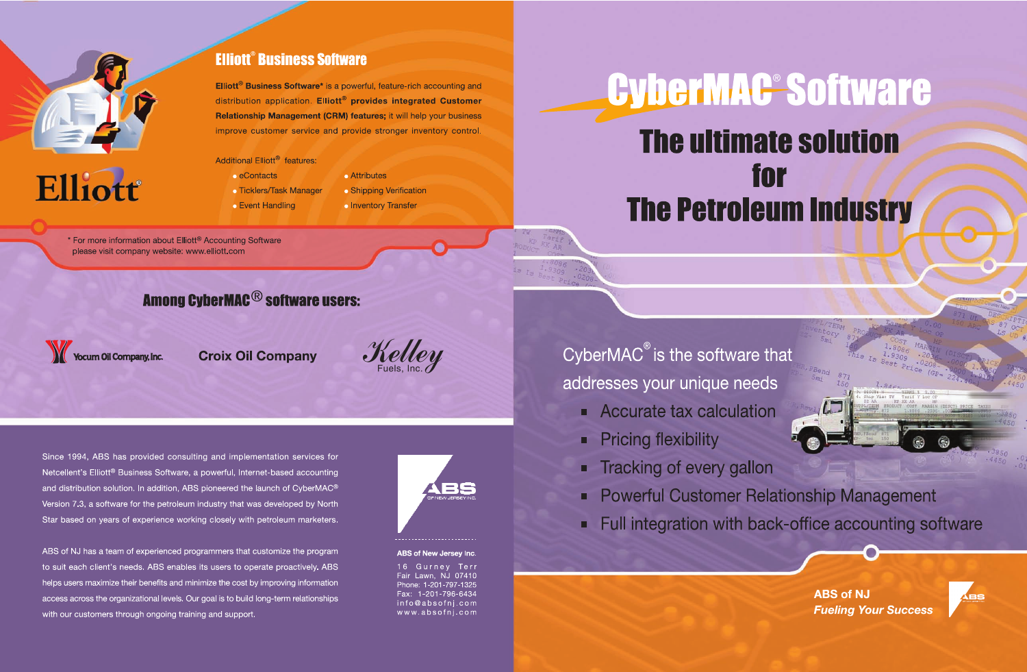## Elliott® Business Software

**Elliott® Business Software*** is a powerful, feature-rich accounting and distribution application. **Elliott® provides integrated Customer Relationship Management (CRM) features;** it will help your business improve customer service and provide stronger inventory control.

Additional Elliott® features:

- eContacts
- Ticklers/Task Manager
- Event Handling
- Attributes
- Shipping Verification
- Inventory Transfer

Elliott®

* For more information about Elliott® Accounting Software please visit company website: www.elliott.com

### Among CyberMAC® software users:

Yocum Oil Company, Inc.

Croix Oil Company

Kelley Fuels, Inc.

Since 1994, ABS has provided consulting and implementation services for Netcellent's Elliott® Business Software, a powerful, Internet-based accounting and distribution solution. In addition, ABS pioneered the launch of CyberMAC® Version 7.3, a software for the petroleum industry that was developed by North Star based on years of experience working closely with petroleum marketers.

ABS of NJ has a team of experienced programmers that customize the program to suit each client's needs. ABS enables its users to operate proactively. ABS helps users maximize their benefits and minimize the cost by improving information access across the organizational levels. Our goal is to build long-term relationships with our customers through ongoing training and support.

ABS OF NEW JERSEY INC.

**ABS of New Jersey Inc.**
16 Gurney Terr
Fair Lawn, NJ 07410
Phone: 1-201-797-1325
Fax: 1-201-796-6434
info@absofnj.com
www.absofnj.com

# CyberMAC® Software

## The ultimate solution for The Petroleum Industry

CyberMAC® is the software that addresses your unique needs

- Accurate tax calculation
- Pricing flexibility
- Tracking of every gallon
- Powerful Customer Relationship Management
- Full integration with back-office accounting software

**ABS of NJ**
***Fueling Your Success***